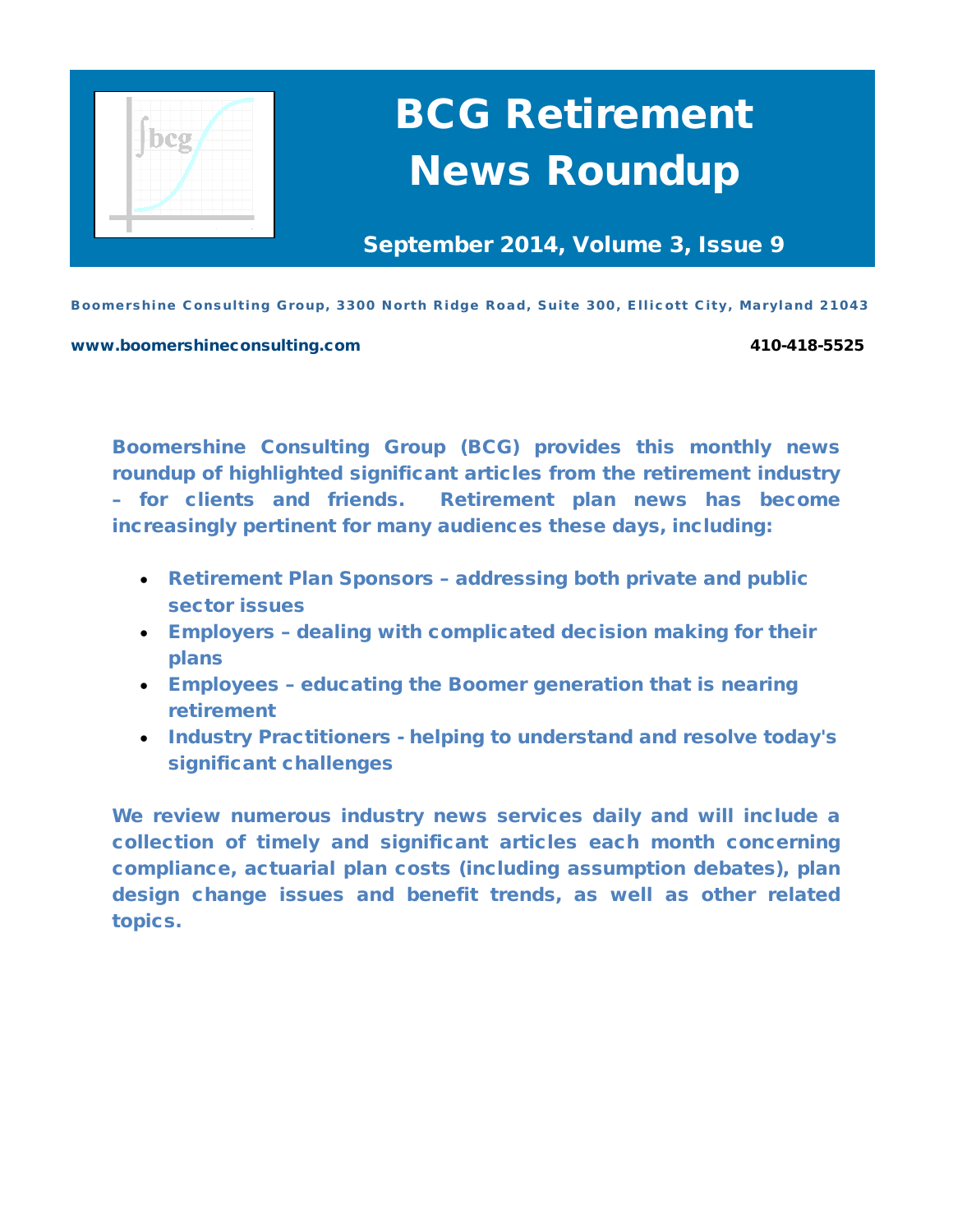# BCG Retirement News Roundup

**September 2014, Volume 3, Issue 9**

**Boomershine Consulting Group, 3300 North Ridge Road, Suite 300, Ellicott City, Maryland 21043**

**www.boomershineconsulting.com** **410-418-5525**

**Boomershine Consulting Group (BCG) provides this monthly news roundup of highlighted significant articles from the retirement industry – for clients and friends. Retirement plan news has become increasingly pertinent for many audiences these days, including:**

- **Retirement Plan Sponsors – addressing both private and public sector issues**
- **Employers – dealing with complicated decision making for their plans**
- **Employees – educating the Boomer generation that is nearing retirement**
- **Industry Practitioners - helping to understand and resolve today's significant challenges**

**We review numerous industry news services daily and will include a collection of timely and significant articles each month concerning compliance, actuarial plan costs (including assumption debates), plan design change issues and benefit trends, as well as other related topics.**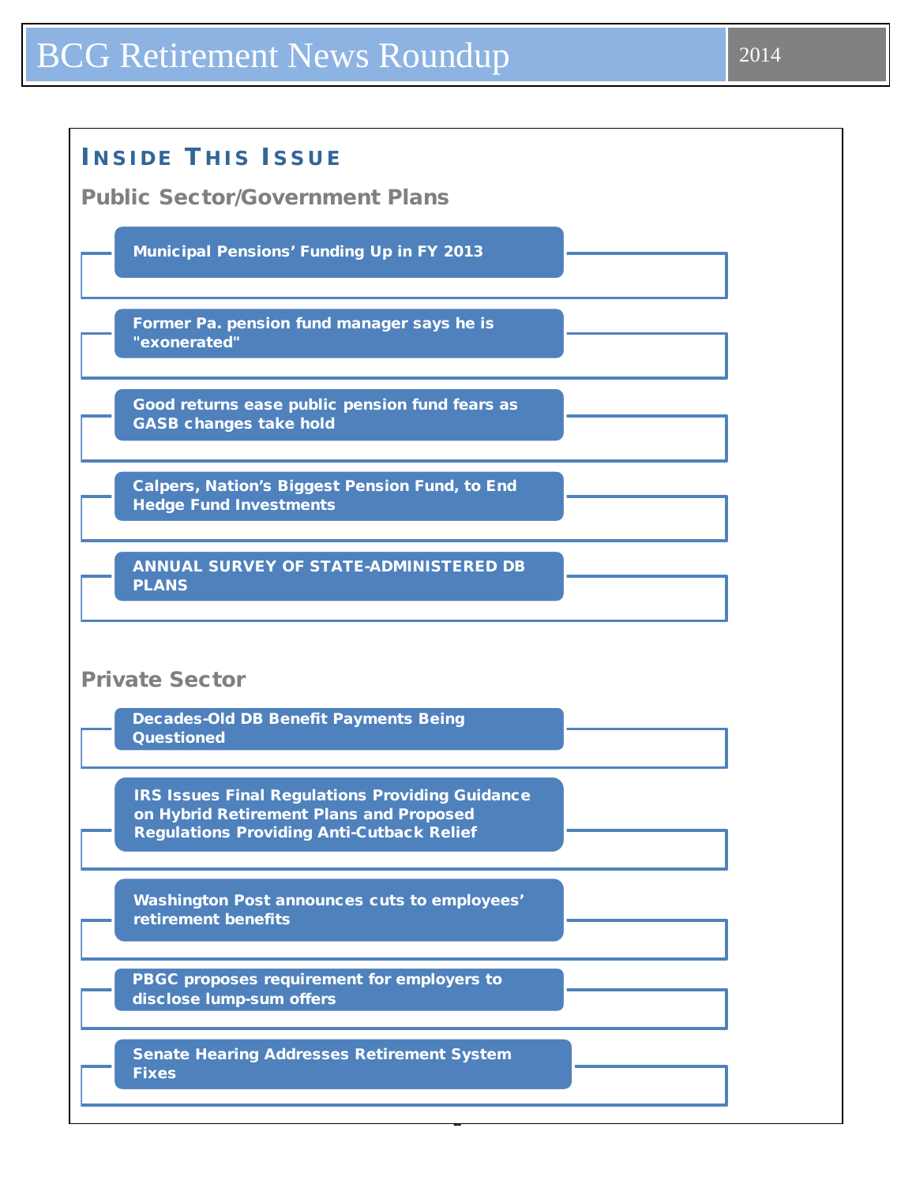## Inside This Issue

### Public Sector/Government Plans

- **Municipal Pensions' Funding Up in FY 2013**
- **Former Pa. pension fund manager says he is "exonerated"**
- **Good returns ease public pension fund fears as GASB changes take hold**
- **Calpers, Nation's Biggest Pension Fund, to End Hedge Fund Investments**
- **ANNUAL SURVEY OF STATE-ADMINISTERED DB PLANS**

### Private Sector

- **Decades-Old DB Benefit Payments Being Questioned**
- **IRS Issues Final Regulations Providing Guidance on Hybrid Retirement Plans and Proposed Regulations Providing Anti-Cutback Relief**
- **Washington Post announces cuts to employees' retirement benefits**
- **PBGC proposes requirement for employers to disclose lump-sum offers**
- **Senate Hearing Addresses Retirement System Fixes**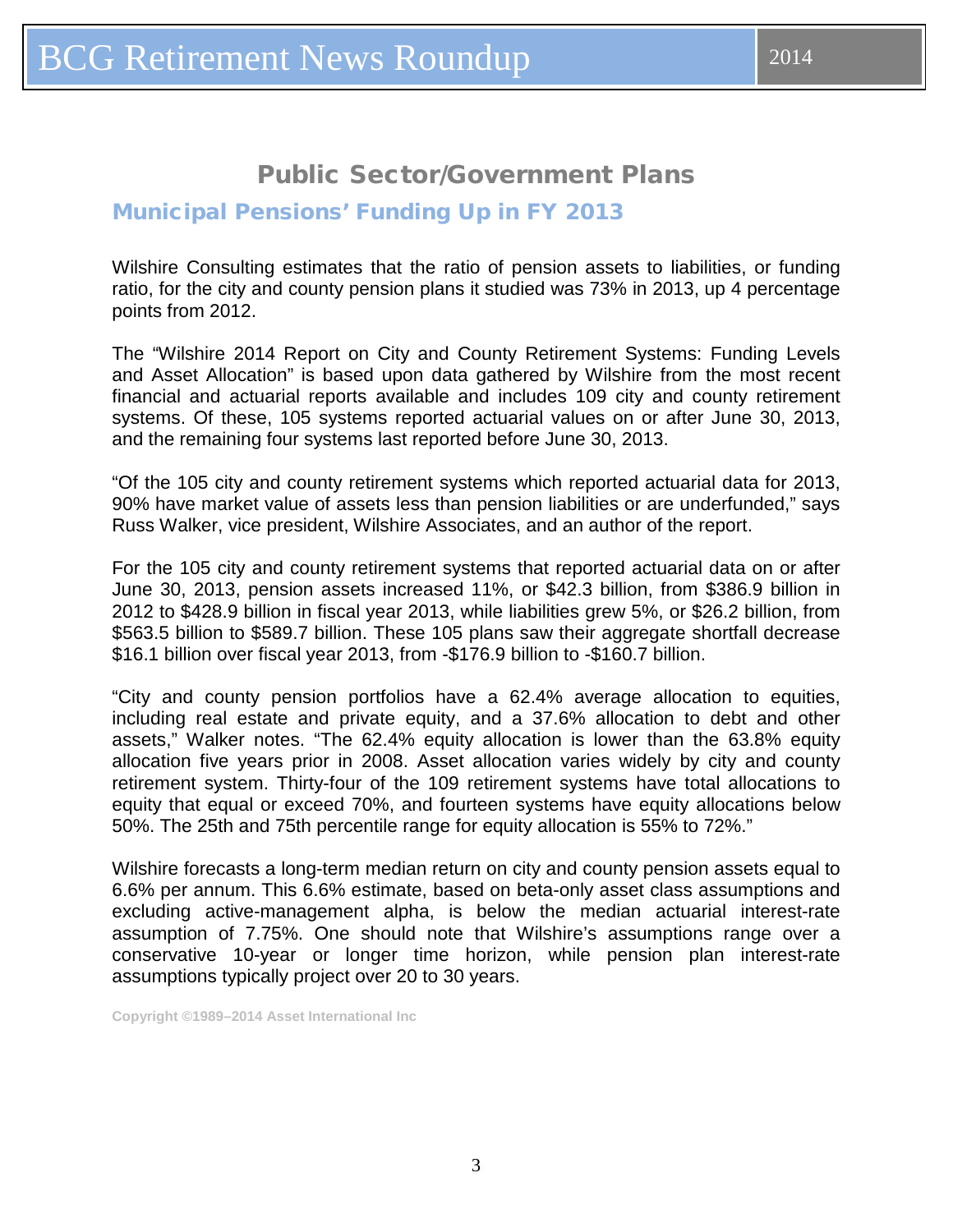## Public Sector/Government Plans

### Municipal Pensions' Funding Up in FY 2013

Wilshire Consulting estimates that the ratio of pension assets to liabilities, or funding ratio, for the city and county pension plans it studied was 73% in 2013, up 4 percentage points from 2012.

The "Wilshire 2014 Report on City and County Retirement Systems: Funding Levels and Asset Allocation" is based upon data gathered by Wilshire from the most recent financial and actuarial reports available and includes 109 city and county retirement systems. Of these, 105 systems reported actuarial values on or after June 30, 2013, and the remaining four systems last reported before June 30, 2013.

"Of the 105 city and county retirement systems which reported actuarial data for 2013, 90% have market value of assets less than pension liabilities or are underfunded," says Russ Walker, vice president, Wilshire Associates, and an author of the report.

For the 105 city and county retirement systems that reported actuarial data on or after June 30, 2013, pension assets increased 11%, or $42.3 billion, from $386.9 billion in 2012 to $428.9 billion in fiscal year 2013, while liabilities grew 5%, or $26.2 billion, from $563.5 billion to $589.7 billion. These 105 plans saw their aggregate shortfall decrease $16.1 billion over fiscal year 2013, from -$176.9 billion to -$160.7 billion.

"City and county pension portfolios have a 62.4% average allocation to equities, including real estate and private equity, and a 37.6% allocation to debt and other assets," Walker notes. "The 62.4% equity allocation is lower than the 63.8% equity allocation five years prior in 2008. Asset allocation varies widely by city and county retirement system. Thirty-four of the 109 retirement systems have total allocations to equity that equal or exceed 70%, and fourteen systems have equity allocations below 50%. The 25th and 75th percentile range for equity allocation is 55% to 72%."

Wilshire forecasts a long-term median return on city and county pension assets equal to 6.6% per annum. This 6.6% estimate, based on beta-only asset class assumptions and excluding active-management alpha, is below the median actuarial interest-rate assumption of 7.75%. One should note that Wilshire's assumptions range over a conservative 10-year or longer time horizon, while pension plan interest-rate assumptions typically project over 20 to 30 years.

Copyright ©1989–2014 Asset International Inc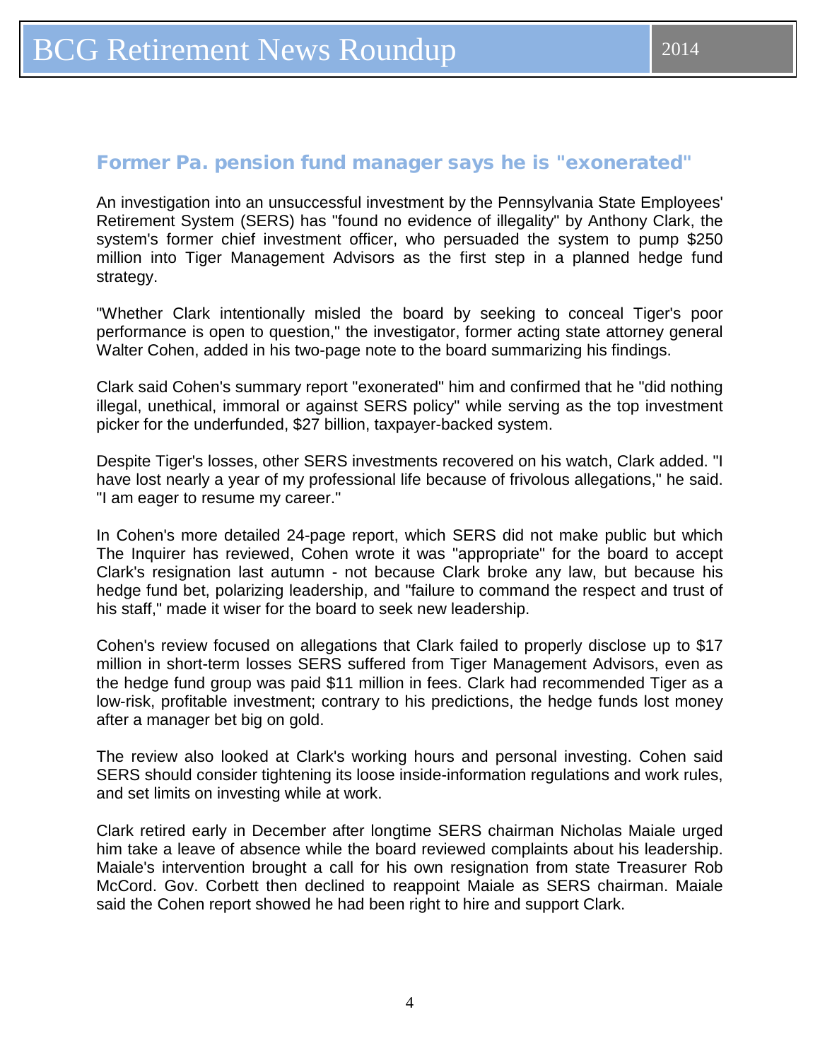## Former Pa. pension fund manager says he is "exonerated"

An investigation into an unsuccessful investment by the Pennsylvania State Employees' Retirement System (SERS) has "found no evidence of illegality" by Anthony Clark, the system's former chief investment officer, who persuaded the system to pump $250 million into Tiger Management Advisors as the first step in a planned hedge fund strategy.

"Whether Clark intentionally misled the board by seeking to conceal Tiger's poor performance is open to question," the investigator, former acting state attorney general Walter Cohen, added in his two-page note to the board summarizing his findings.

Clark said Cohen's summary report "exonerated" him and confirmed that he "did nothing illegal, unethical, immoral or against SERS policy" while serving as the top investment picker for the underfunded, $27 billion, taxpayer-backed system.

Despite Tiger's losses, other SERS investments recovered on his watch, Clark added. "I have lost nearly a year of my professional life because of frivolous allegations," he said. "I am eager to resume my career."

In Cohen's more detailed 24-page report, which SERS did not make public but which The Inquirer has reviewed, Cohen wrote it was "appropriate" for the board to accept Clark's resignation last autumn - not because Clark broke any law, but because his hedge fund bet, polarizing leadership, and "failure to command the respect and trust of his staff," made it wiser for the board to seek new leadership.

Cohen's review focused on allegations that Clark failed to properly disclose up to $17 million in short-term losses SERS suffered from Tiger Management Advisors, even as the hedge fund group was paid $11 million in fees. Clark had recommended Tiger as a low-risk, profitable investment; contrary to his predictions, the hedge funds lost money after a manager bet big on gold.

The review also looked at Clark's working hours and personal investing. Cohen said SERS should consider tightening its loose inside-information regulations and work rules, and set limits on investing while at work.

Clark retired early in December after longtime SERS chairman Nicholas Maiale urged him take a leave of absence while the board reviewed complaints about his leadership. Maiale's intervention brought a call for his own resignation from state Treasurer Rob McCord. Gov. Corbett then declined to reappoint Maiale as SERS chairman. Maiale said the Cohen report showed he had been right to hire and support Clark.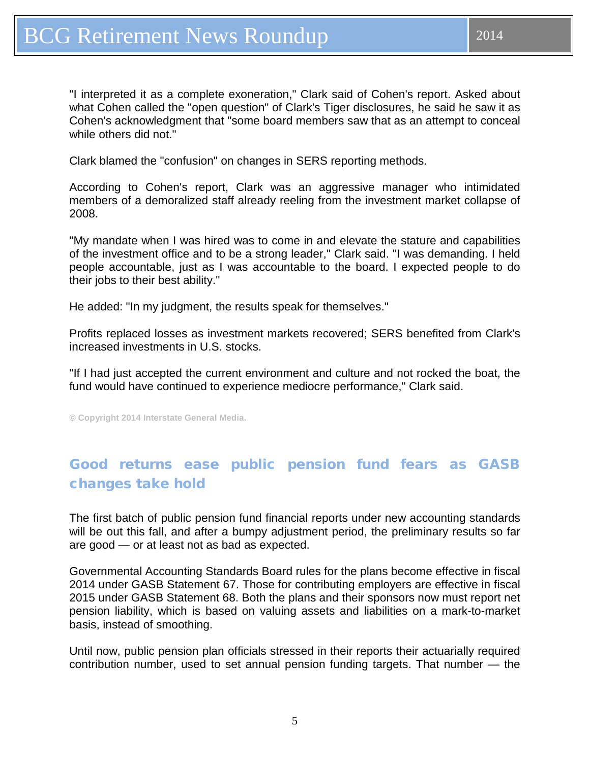"I interpreted it as a complete exoneration," Clark said of Cohen's report. Asked about what Cohen called the "open question" of Clark's Tiger disclosures, he said he saw it as Cohen's acknowledgment that "some board members saw that as an attempt to conceal while others did not."

Clark blamed the "confusion" on changes in SERS reporting methods.

According to Cohen's report, Clark was an aggressive manager who intimidated members of a demoralized staff already reeling from the investment market collapse of 2008.

"My mandate when I was hired was to come in and elevate the stature and capabilities of the investment office and to be a strong leader," Clark said. "I was demanding. I held people accountable, just as I was accountable to the board. I expected people to do their jobs to their best ability."

He added: "In my judgment, the results speak for themselves."

Profits replaced losses as investment markets recovered; SERS benefited from Clark's increased investments in U.S. stocks.

"If I had just accepted the current environment and culture and not rocked the boat, the fund would have continued to experience mediocre performance," Clark said.

**© Copyright 2014 Interstate General Media.**

## Good returns ease public pension fund fears as GASB changes take hold

The first batch of public pension fund financial reports under new accounting standards will be out this fall, and after a bumpy adjustment period, the preliminary results so far are good — or at least not as bad as expected.

Governmental Accounting Standards Board rules for the plans become effective in fiscal 2014 under GASB Statement 67. Those for contributing employers are effective in fiscal 2015 under GASB Statement 68. Both the plans and their sponsors now must report net pension liability, which is based on valuing assets and liabilities on a mark-to-market basis, instead of smoothing.

Until now, public pension plan officials stressed in their reports their actuarially required contribution number, used to set annual pension funding targets. That number — the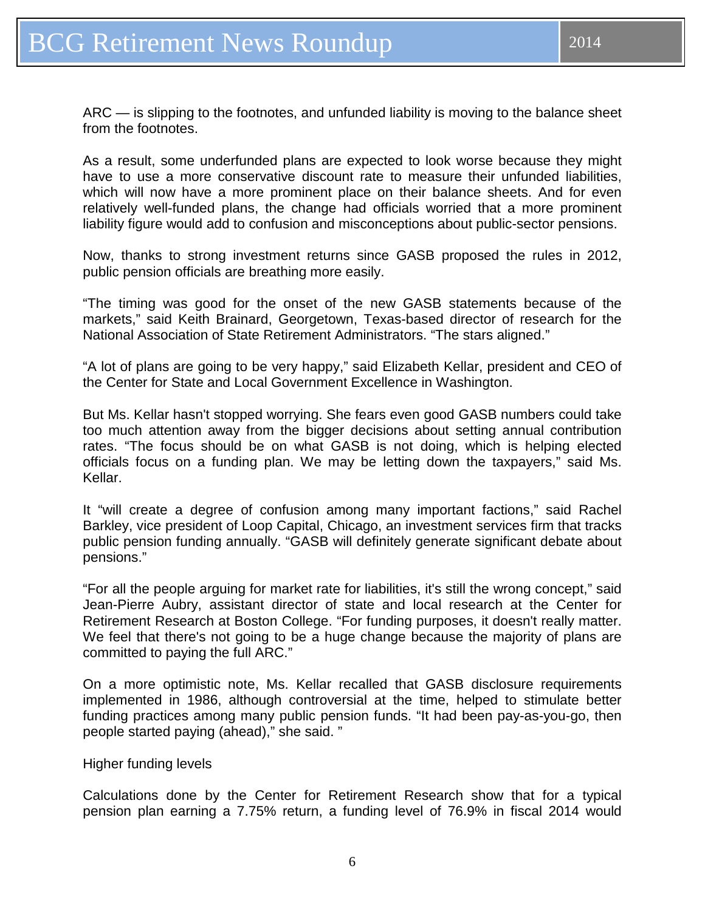ARC — is slipping to the footnotes, and unfunded liability is moving to the balance sheet from the footnotes.

As a result, some underfunded plans are expected to look worse because they might have to use a more conservative discount rate to measure their unfunded liabilities, which will now have a more prominent place on their balance sheets. And for even relatively well-funded plans, the change had officials worried that a more prominent liability figure would add to confusion and misconceptions about public-sector pensions.

Now, thanks to strong investment returns since GASB proposed the rules in 2012, public pension officials are breathing more easily.

"The timing was good for the onset of the new GASB statements because of the markets," said Keith Brainard, Georgetown, Texas-based director of research for the National Association of State Retirement Administrators. "The stars aligned."

"A lot of plans are going to be very happy," said Elizabeth Kellar, president and CEO of the Center for State and Local Government Excellence in Washington.

But Ms. Kellar hasn't stopped worrying. She fears even good GASB numbers could take too much attention away from the bigger decisions about setting annual contribution rates. "The focus should be on what GASB is not doing, which is helping elected officials focus on a funding plan. We may be letting down the taxpayers," said Ms. Kellar.

It "will create a degree of confusion among many important factions," said Rachel Barkley, vice president of Loop Capital, Chicago, an investment services firm that tracks public pension funding annually. "GASB will definitely generate significant debate about pensions."

"For all the people arguing for market rate for liabilities, it's still the wrong concept," said Jean-Pierre Aubry, assistant director of state and local research at the Center for Retirement Research at Boston College. "For funding purposes, it doesn't really matter. We feel that there's not going to be a huge change because the majority of plans are committed to paying the full ARC."

On a more optimistic note, Ms. Kellar recalled that GASB disclosure requirements implemented in 1986, although controversial at the time, helped to stimulate better funding practices among many public pension funds. "It had been pay-as-you-go, then people started paying (ahead)," she said. "

Higher funding levels

Calculations done by the Center for Retirement Research show that for a typical pension plan earning a 7.75% return, a funding level of 76.9% in fiscal 2014 would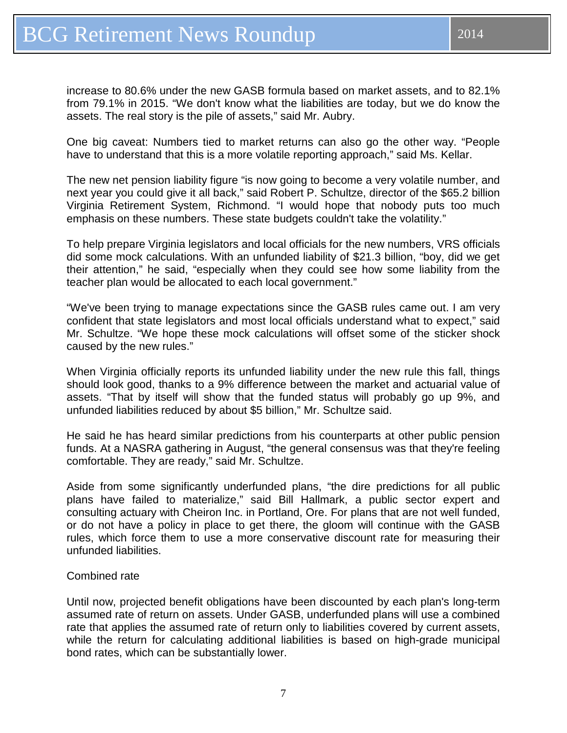increase to 80.6% under the new GASB formula based on market assets, and to 82.1% from 79.1% in 2015. “We don't know what the liabilities are today, but we do know the assets. The real story is the pile of assets,” said Mr. Aubry.

One big caveat: Numbers tied to market returns can also go the other way. “People have to understand that this is a more volatile reporting approach,” said Ms. Kellar.

The new net pension liability figure “is now going to become a very volatile number, and next year you could give it all back,” said Robert P. Schultze, director of the $65.2 billion Virginia Retirement System, Richmond. “I would hope that nobody puts too much emphasis on these numbers. These state budgets couldn't take the volatility.”

To help prepare Virginia legislators and local officials for the new numbers, VRS officials did some mock calculations. With an unfunded liability of $21.3 billion, “boy, did we get their attention,” he said, “especially when they could see how some liability from the teacher plan would be allocated to each local government.”

“We've been trying to manage expectations since the GASB rules came out. I am very confident that state legislators and most local officials understand what to expect,” said Mr. Schultze. “We hope these mock calculations will offset some of the sticker shock caused by the new rules.”

When Virginia officially reports its unfunded liability under the new rule this fall, things should look good, thanks to a 9% difference between the market and actuarial value of assets. “That by itself will show that the funded status will probably go up 9%, and unfunded liabilities reduced by about $5 billion,” Mr. Schultze said.

He said he has heard similar predictions from his counterparts at other public pension funds. At a NASRA gathering in August, “the general consensus was that they're feeling comfortable. They are ready,” said Mr. Schultze.

Aside from some significantly underfunded plans, “the dire predictions for all public plans have failed to materialize,” said Bill Hallmark, a public sector expert and consulting actuary with Cheiron Inc. in Portland, Ore. For plans that are not well funded, or do not have a policy in place to get there, the gloom will continue with the GASB rules, which force them to use a more conservative discount rate for measuring their unfunded liabilities.

Combined rate

Until now, projected benefit obligations have been discounted by each plan's long-term assumed rate of return on assets. Under GASB, underfunded plans will use a combined rate that applies the assumed rate of return only to liabilities covered by current assets, while the return for calculating additional liabilities is based on high-grade municipal bond rates, which can be substantially lower.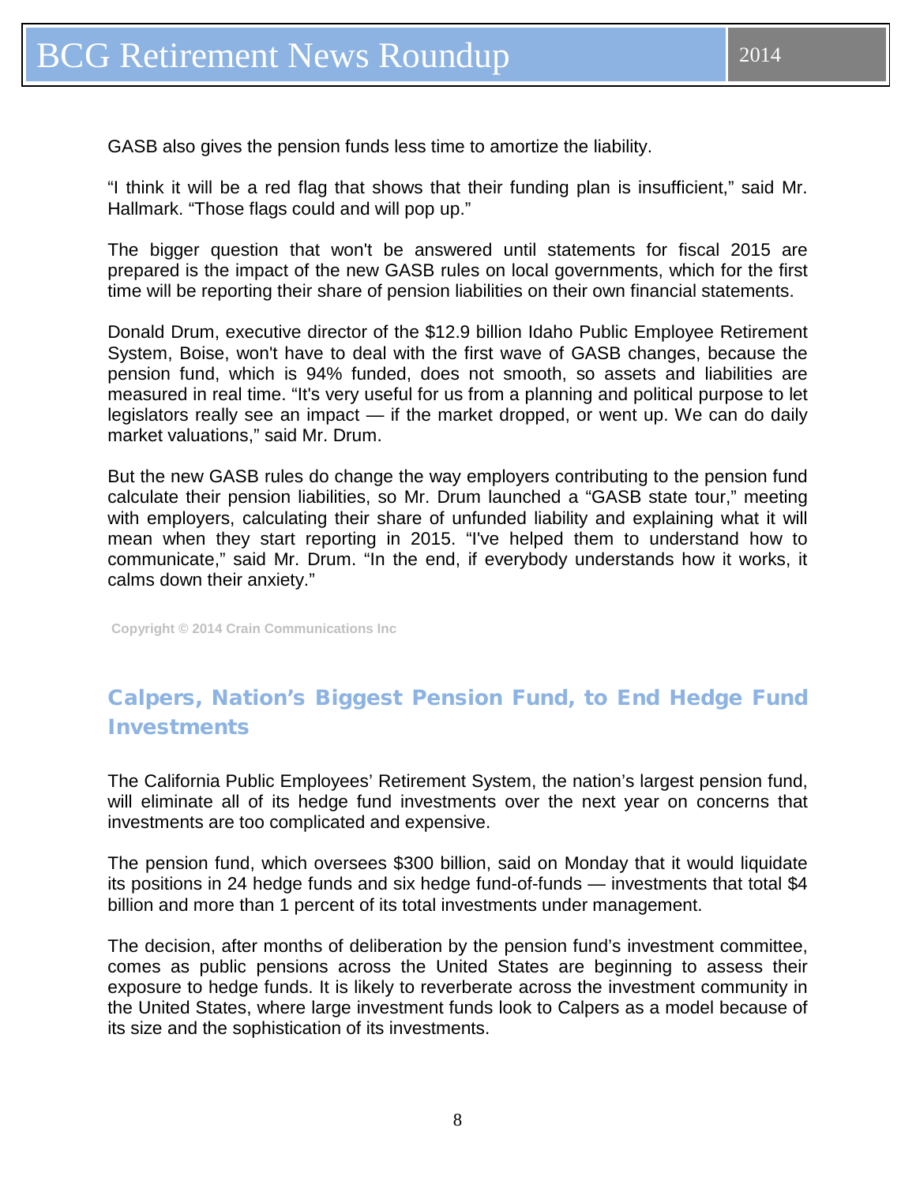GASB also gives the pension funds less time to amortize the liability.

"I think it will be a red flag that shows that their funding plan is insufficient," said Mr. Hallmark. "Those flags could and will pop up."

The bigger question that won't be answered until statements for fiscal 2015 are prepared is the impact of the new GASB rules on local governments, which for the first time will be reporting their share of pension liabilities on their own financial statements.

Donald Drum, executive director of the $12.9 billion Idaho Public Employee Retirement System, Boise, won't have to deal with the first wave of GASB changes, because the pension fund, which is 94% funded, does not smooth, so assets and liabilities are measured in real time. "It's very useful for us from a planning and political purpose to let legislators really see an impact — if the market dropped, or went up. We can do daily market valuations," said Mr. Drum.

But the new GASB rules do change the way employers contributing to the pension fund calculate their pension liabilities, so Mr. Drum launched a "GASB state tour," meeting with employers, calculating their share of unfunded liability and explaining what it will mean when they start reporting in 2015. "I've helped them to understand how to communicate," said Mr. Drum. "In the end, if everybody understands how it works, it calms down their anxiety."

**Copyright © 2014 Crain Communications Inc**

## Calpers, Nation's Biggest Pension Fund, to End Hedge Fund Investments

The California Public Employees' Retirement System, the nation's largest pension fund, will eliminate all of its hedge fund investments over the next year on concerns that investments are too complicated and expensive.

The pension fund, which oversees $300 billion, said on Monday that it would liquidate its positions in 24 hedge funds and six hedge fund-of-funds — investments that total $4 billion and more than 1 percent of its total investments under management.

The decision, after months of deliberation by the pension fund's investment committee, comes as public pensions across the United States are beginning to assess their exposure to hedge funds. It is likely to reverberate across the investment community in the United States, where large investment funds look to Calpers as a model because of its size and the sophistication of its investments.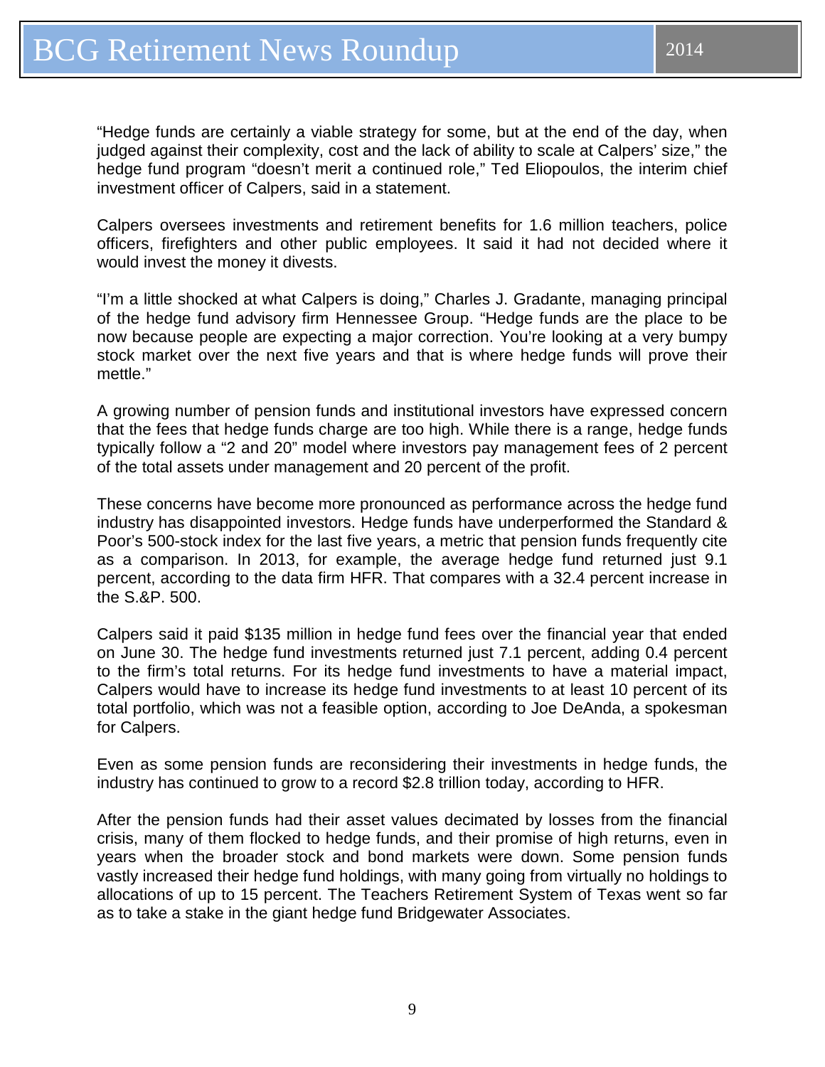"Hedge funds are certainly a viable strategy for some, but at the end of the day, when judged against their complexity, cost and the lack of ability to scale at Calpers' size," the hedge fund program "doesn't merit a continued role," Ted Eliopoulos, the interim chief investment officer of Calpers, said in a statement.

Calpers oversees investments and retirement benefits for 1.6 million teachers, police officers, firefighters and other public employees. It said it had not decided where it would invest the money it divests.

"I'm a little shocked at what Calpers is doing," Charles J. Gradante, managing principal of the hedge fund advisory firm Hennessee Group. "Hedge funds are the place to be now because people are expecting a major correction. You're looking at a very bumpy stock market over the next five years and that is where hedge funds will prove their mettle."

A growing number of pension funds and institutional investors have expressed concern that the fees that hedge funds charge are too high. While there is a range, hedge funds typically follow a "2 and 20" model where investors pay management fees of 2 percent of the total assets under management and 20 percent of the profit.

These concerns have become more pronounced as performance across the hedge fund industry has disappointed investors. Hedge funds have underperformed the Standard & Poor's 500-stock index for the last five years, a metric that pension funds frequently cite as a comparison. In 2013, for example, the average hedge fund returned just 9.1 percent, according to the data firm HFR. That compares with a 32.4 percent increase in the S.&P. 500.

Calpers said it paid $135 million in hedge fund fees over the financial year that ended on June 30. The hedge fund investments returned just 7.1 percent, adding 0.4 percent to the firm's total returns. For its hedge fund investments to have a material impact, Calpers would have to increase its hedge fund investments to at least 10 percent of its total portfolio, which was not a feasible option, according to Joe DeAnda, a spokesman for Calpers.

Even as some pension funds are reconsidering their investments in hedge funds, the industry has continued to grow to a record $2.8 trillion today, according to HFR.

After the pension funds had their asset values decimated by losses from the financial crisis, many of them flocked to hedge funds, and their promise of high returns, even in years when the broader stock and bond markets were down. Some pension funds vastly increased their hedge fund holdings, with many going from virtually no holdings to allocations of up to 15 percent. The Teachers Retirement System of Texas went so far as to take a stake in the giant hedge fund Bridgewater Associates.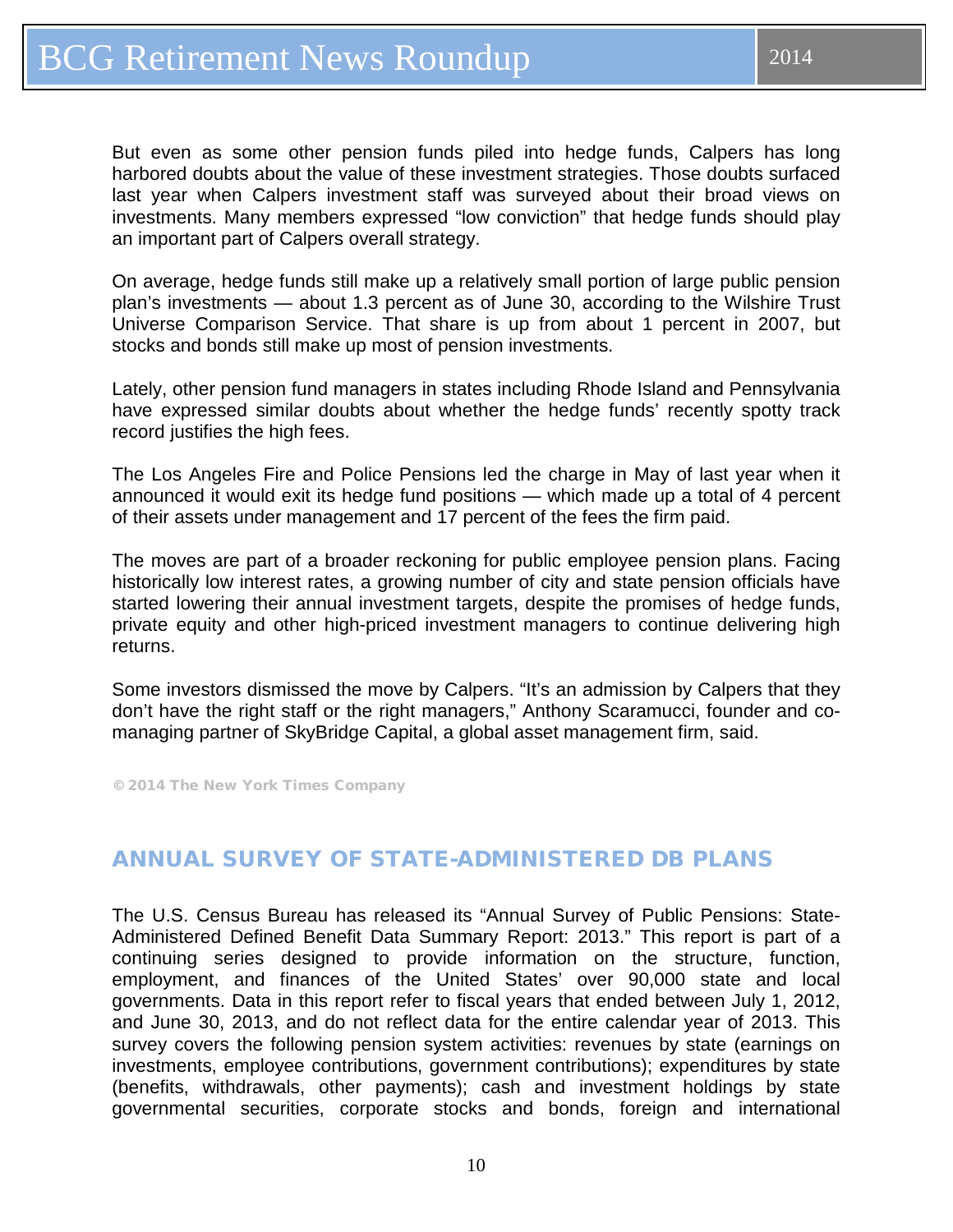But even as some other pension funds piled into hedge funds, Calpers has long harbored doubts about the value of these investment strategies. Those doubts surfaced last year when Calpers investment staff was surveyed about their broad views on investments. Many members expressed "low conviction" that hedge funds should play an important part of Calpers overall strategy.

On average, hedge funds still make up a relatively small portion of large public pension plan's investments — about 1.3 percent as of June 30, according to the Wilshire Trust Universe Comparison Service. That share is up from about 1 percent in 2007, but stocks and bonds still make up most of pension investments.

Lately, other pension fund managers in states including Rhode Island and Pennsylvania have expressed similar doubts about whether the hedge funds' recently spotty track record justifies the high fees.

The Los Angeles Fire and Police Pensions led the charge in May of last year when it announced it would exit its hedge fund positions — which made up a total of 4 percent of their assets under management and 17 percent of the fees the firm paid.

The moves are part of a broader reckoning for public employee pension plans. Facing historically low interest rates, a growing number of city and state pension officials have started lowering their annual investment targets, despite the promises of hedge funds, private equity and other high-priced investment managers to continue delivering high returns.

Some investors dismissed the move by Calpers. "It's an admission by Calpers that they don't have the right staff or the right managers," Anthony Scaramucci, founder and co-managing partner of SkyBridge Capital, a global asset management firm, said.

© 2014 The New York Times Company

## ANNUAL SURVEY OF STATE-ADMINISTERED DB PLANS

The U.S. Census Bureau has released its "Annual Survey of Public Pensions: State-Administered Defined Benefit Data Summary Report: 2013." This report is part of a continuing series designed to provide information on the structure, function, employment, and finances of the United States' over 90,000 state and local governments. Data in this report refer to fiscal years that ended between July 1, 2012, and June 30, 2013, and do not reflect data for the entire calendar year of 2013. This survey covers the following pension system activities: revenues by state (earnings on investments, employee contributions, government contributions); expenditures by state (benefits, withdrawals, other payments); cash and investment holdings by state governmental securities, corporate stocks and bonds, foreign and international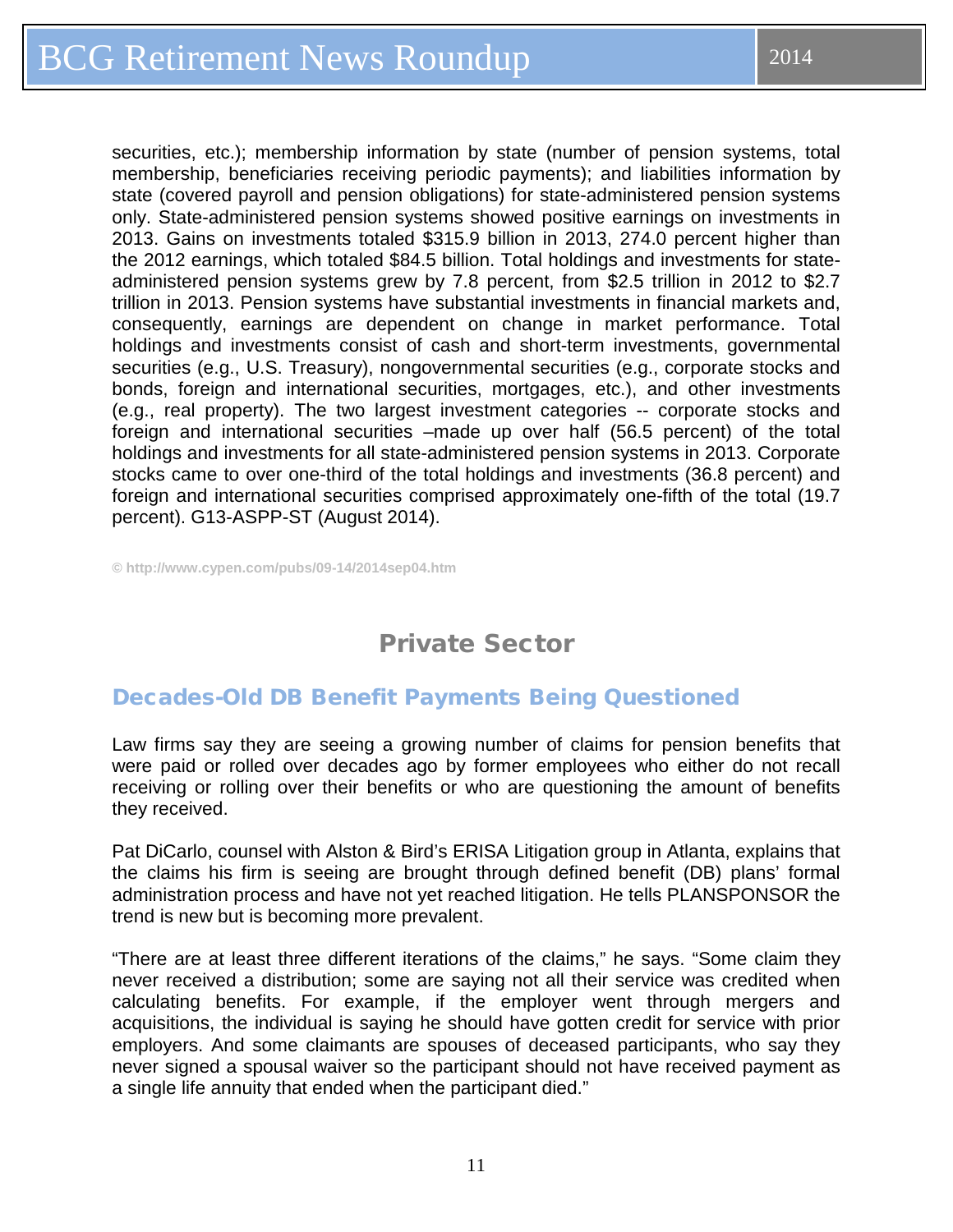securities, etc.); membership information by state (number of pension systems, total membership, beneficiaries receiving periodic payments); and liabilities information by state (covered payroll and pension obligations) for state-administered pension systems only. State-administered pension systems showed positive earnings on investments in 2013. Gains on investments totaled $315.9 billion in 2013, 274.0 percent higher than the 2012 earnings, which totaled $84.5 billion. Total holdings and investments for state-administered pension systems grew by 7.8 percent, from $2.5 trillion in 2012 to $2.7 trillion in 2013. Pension systems have substantial investments in financial markets and, consequently, earnings are dependent on change in market performance. Total holdings and investments consist of cash and short-term investments, governmental securities (e.g., U.S. Treasury), nongovernmental securities (e.g., corporate stocks and bonds, foreign and international securities, mortgages, etc.), and other investments (e.g., real property). The two largest investment categories -- corporate stocks and foreign and international securities –made up over half (56.5 percent) of the total holdings and investments for all state-administered pension systems in 2013. Corporate stocks came to over one-third of the total holdings and investments (36.8 percent) and foreign and international securities comprised approximately one-fifth of the total (19.7 percent). G13-ASPP-ST (August 2014).

© http://www.cypen.com/pubs/09-14/2014sep04.htm

# Private Sector

## Decades-Old DB Benefit Payments Being Questioned

Law firms say they are seeing a growing number of claims for pension benefits that were paid or rolled over decades ago by former employees who either do not recall receiving or rolling over their benefits or who are questioning the amount of benefits they received.

Pat DiCarlo, counsel with Alston & Bird's ERISA Litigation group in Atlanta, explains that the claims his firm is seeing are brought through defined benefit (DB) plans' formal administration process and have not yet reached litigation. He tells PLANSPONSOR the trend is new but is becoming more prevalent.

"There are at least three different iterations of the claims," he says. "Some claim they never received a distribution; some are saying not all their service was credited when calculating benefits. For example, if the employer went through mergers and acquisitions, the individual is saying he should have gotten credit for service with prior employers. And some claimants are spouses of deceased participants, who say they never signed a spousal waiver so the participant should not have received payment as a single life annuity that ended when the participant died."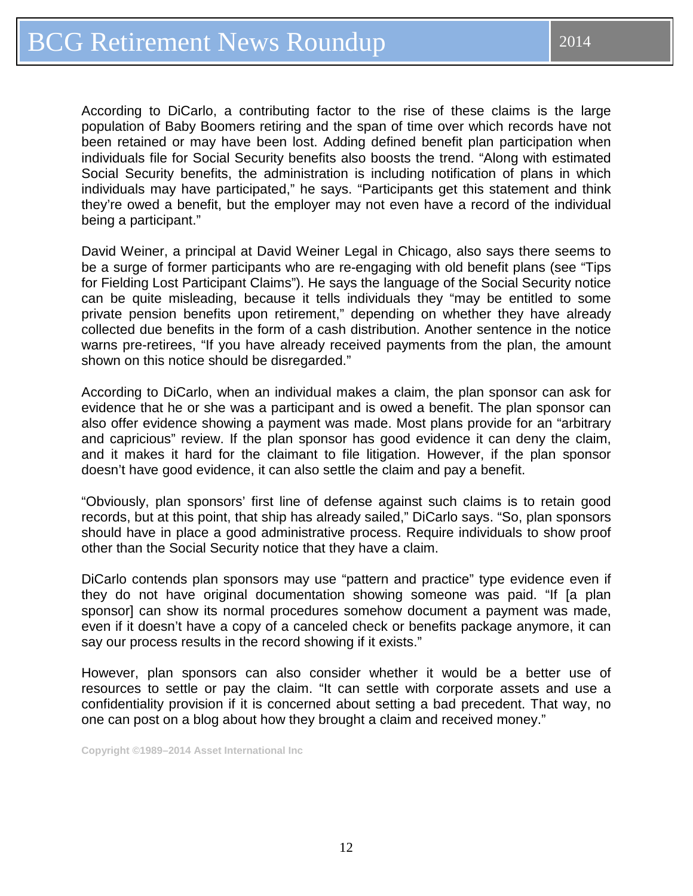According to DiCarlo, a contributing factor to the rise of these claims is the large population of Baby Boomers retiring and the span of time over which records have not been retained or may have been lost. Adding defined benefit plan participation when individuals file for Social Security benefits also boosts the trend. "Along with estimated Social Security benefits, the administration is including notification of plans in which individuals may have participated," he says. "Participants get this statement and think they're owed a benefit, but the employer may not even have a record of the individual being a participant."

David Weiner, a principal at David Weiner Legal in Chicago, also says there seems to be a surge of former participants who are re-engaging with old benefit plans (see "Tips for Fielding Lost Participant Claims"). He says the language of the Social Security notice can be quite misleading, because it tells individuals they "may be entitled to some private pension benefits upon retirement," depending on whether they have already collected due benefits in the form of a cash distribution. Another sentence in the notice warns pre-retirees, "If you have already received payments from the plan, the amount shown on this notice should be disregarded."

According to DiCarlo, when an individual makes a claim, the plan sponsor can ask for evidence that he or she was a participant and is owed a benefit. The plan sponsor can also offer evidence showing a payment was made. Most plans provide for an "arbitrary and capricious" review. If the plan sponsor has good evidence it can deny the claim, and it makes it hard for the claimant to file litigation. However, if the plan sponsor doesn't have good evidence, it can also settle the claim and pay a benefit.

"Obviously, plan sponsors' first line of defense against such claims is to retain good records, but at this point, that ship has already sailed," DiCarlo says. "So, plan sponsors should have in place a good administrative process. Require individuals to show proof other than the Social Security notice that they have a claim.

DiCarlo contends plan sponsors may use "pattern and practice" type evidence even if they do not have original documentation showing someone was paid. "If [a plan sponsor] can show its normal procedures somehow document a payment was made, even if it doesn't have a copy of a canceled check or benefits package anymore, it can say our process results in the record showing if it exists."

However, plan sponsors can also consider whether it would be a better use of resources to settle or pay the claim. "It can settle with corporate assets and use a confidentiality provision if it is concerned about setting a bad precedent. That way, no one can post on a blog about how they brought a claim and received money."

Copyright ©1989–2014 Asset International Inc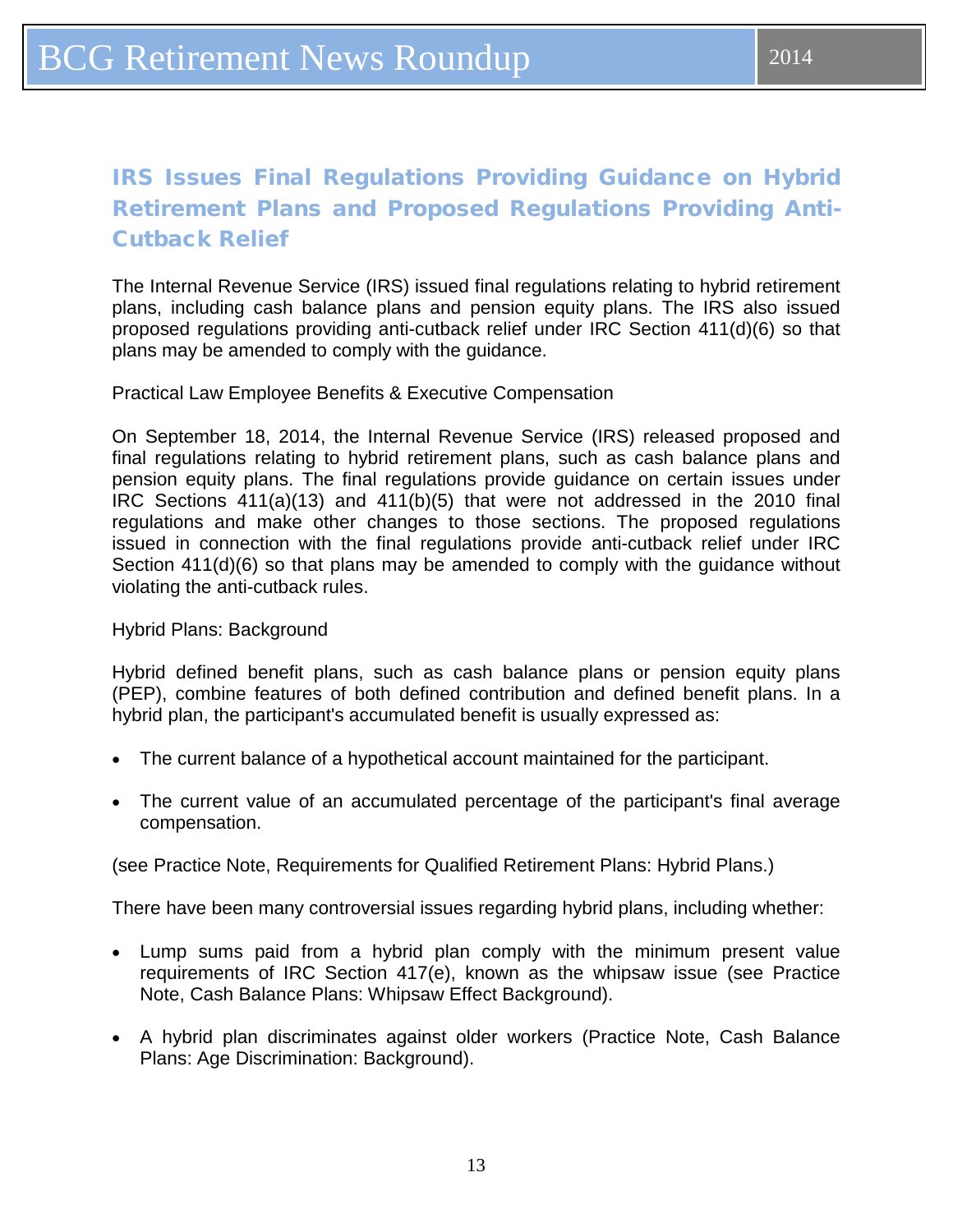## IRS Issues Final Regulations Providing Guidance on Hybrid Retirement Plans and Proposed Regulations Providing Anti-Cutback Relief

The Internal Revenue Service (IRS) issued final regulations relating to hybrid retirement plans, including cash balance plans and pension equity plans. The IRS also issued proposed regulations providing anti-cutback relief under IRC Section 411(d)(6) so that plans may be amended to comply with the guidance.

Practical Law Employee Benefits & Executive Compensation

On September 18, 2014, the Internal Revenue Service (IRS) released proposed and final regulations relating to hybrid retirement plans, such as cash balance plans and pension equity plans. The final regulations provide guidance on certain issues under IRC Sections 411(a)(13) and 411(b)(5) that were not addressed in the 2010 final regulations and make other changes to those sections. The proposed regulations issued in connection with the final regulations provide anti-cutback relief under IRC Section 411(d)(6) so that plans may be amended to comply with the guidance without violating the anti-cutback rules.

Hybrid Plans: Background

Hybrid defined benefit plans, such as cash balance plans or pension equity plans (PEP), combine features of both defined contribution and defined benefit plans. In a hybrid plan, the participant's accumulated benefit is usually expressed as:

- The current balance of a hypothetical account maintained for the participant.
- The current value of an accumulated percentage of the participant's final average compensation.

(see Practice Note, Requirements for Qualified Retirement Plans: Hybrid Plans.)

There have been many controversial issues regarding hybrid plans, including whether:

- Lump sums paid from a hybrid plan comply with the minimum present value requirements of IRC Section 417(e), known as the whipsaw issue (see Practice Note, Cash Balance Plans: Whipsaw Effect Background).
- A hybrid plan discriminates against older workers (Practice Note, Cash Balance Plans: Age Discrimination: Background).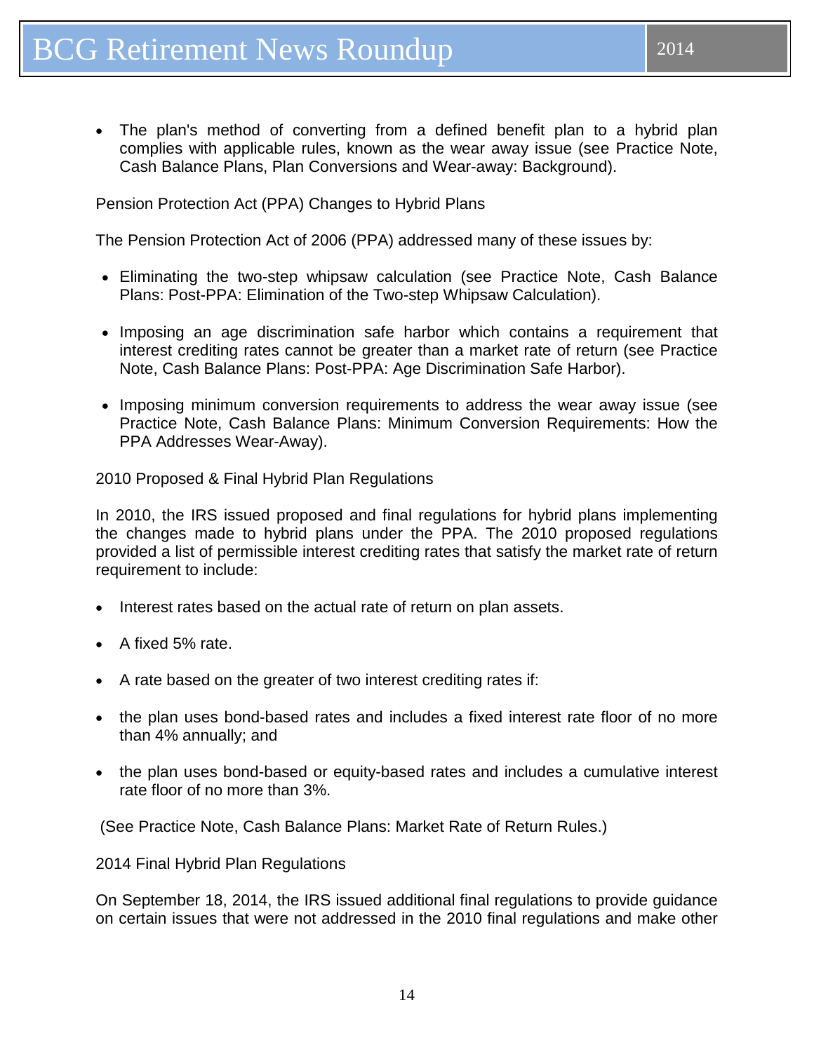- The plan's method of converting from a defined benefit plan to a hybrid plan complies with applicable rules, known as the wear away issue (see Practice Note, Cash Balance Plans, Plan Conversions and Wear-away: Background).

Pension Protection Act (PPA) Changes to Hybrid Plans

The Pension Protection Act of 2006 (PPA) addressed many of these issues by:

- Eliminating the two-step whipsaw calculation (see Practice Note, Cash Balance Plans: Post-PPA: Elimination of the Two-step Whipsaw Calculation).
- Imposing an age discrimination safe harbor which contains a requirement that interest crediting rates cannot be greater than a market rate of return (see Practice Note, Cash Balance Plans: Post-PPA: Age Discrimination Safe Harbor).
- Imposing minimum conversion requirements to address the wear away issue (see Practice Note, Cash Balance Plans: Minimum Conversion Requirements: How the PPA Addresses Wear-Away).

2010 Proposed & Final Hybrid Plan Regulations

In 2010, the IRS issued proposed and final regulations for hybrid plans implementing the changes made to hybrid plans under the PPA. The 2010 proposed regulations provided a list of permissible interest crediting rates that satisfy the market rate of return requirement to include:

- Interest rates based on the actual rate of return on plan assets.
- A fixed 5% rate.
- A rate based on the greater of two interest crediting rates if:
- the plan uses bond-based rates and includes a fixed interest rate floor of no more than 4% annually; and
- the plan uses bond-based or equity-based rates and includes a cumulative interest rate floor of no more than 3%.

(See Practice Note, Cash Balance Plans: Market Rate of Return Rules.)

2014 Final Hybrid Plan Regulations

On September 18, 2014, the IRS issued additional final regulations to provide guidance on certain issues that were not addressed in the 2010 final regulations and make other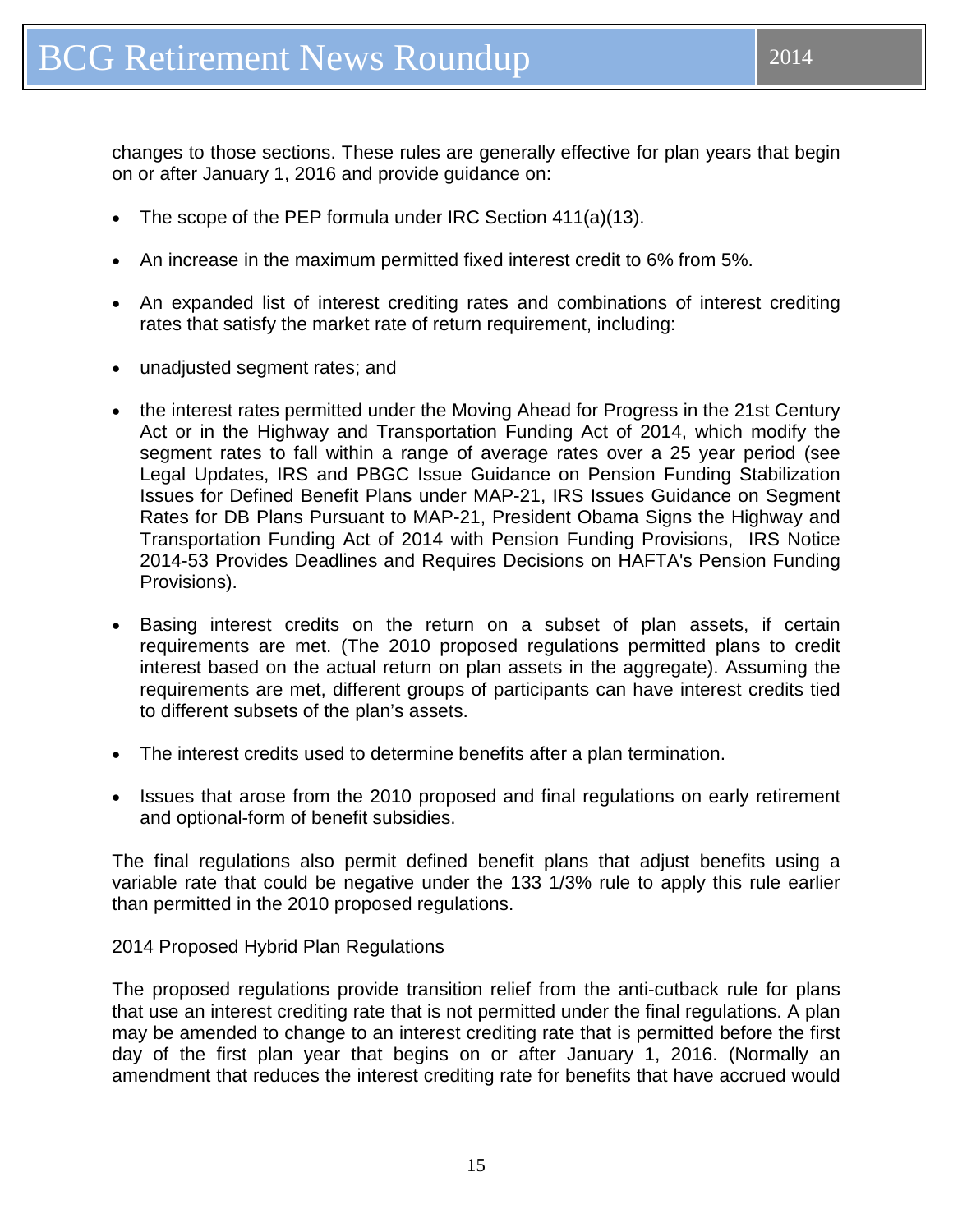changes to those sections. These rules are generally effective for plan years that begin on or after January 1, 2016 and provide guidance on:

- The scope of the PEP formula under IRC Section 411(a)(13).
- An increase in the maximum permitted fixed interest credit to 6% from 5%.
- An expanded list of interest crediting rates and combinations of interest crediting rates that satisfy the market rate of return requirement, including:
- unadjusted segment rates; and
- the interest rates permitted under the Moving Ahead for Progress in the 21st Century Act or in the Highway and Transportation Funding Act of 2014, which modify the segment rates to fall within a range of average rates over a 25 year period (see Legal Updates, IRS and PBGC Issue Guidance on Pension Funding Stabilization Issues for Defined Benefit Plans under MAP-21, IRS Issues Guidance on Segment Rates for DB Plans Pursuant to MAP-21, President Obama Signs the Highway and Transportation Funding Act of 2014 with Pension Funding Provisions, IRS Notice 2014-53 Provides Deadlines and Requires Decisions on HAFTA's Pension Funding Provisions).
- Basing interest credits on the return on a subset of plan assets, if certain requirements are met. (The 2010 proposed regulations permitted plans to credit interest based on the actual return on plan assets in the aggregate). Assuming the requirements are met, different groups of participants can have interest credits tied to different subsets of the plan's assets.
- The interest credits used to determine benefits after a plan termination.
- Issues that arose from the 2010 proposed and final regulations on early retirement and optional-form of benefit subsidies.

The final regulations also permit defined benefit plans that adjust benefits using a variable rate that could be negative under the 133 1/3% rule to apply this rule earlier than permitted in the 2010 proposed regulations.

2014 Proposed Hybrid Plan Regulations

The proposed regulations provide transition relief from the anti-cutback rule for plans that use an interest crediting rate that is not permitted under the final regulations. A plan may be amended to change to an interest crediting rate that is permitted before the first day of the first plan year that begins on or after January 1, 2016. (Normally an amendment that reduces the interest crediting rate for benefits that have accrued would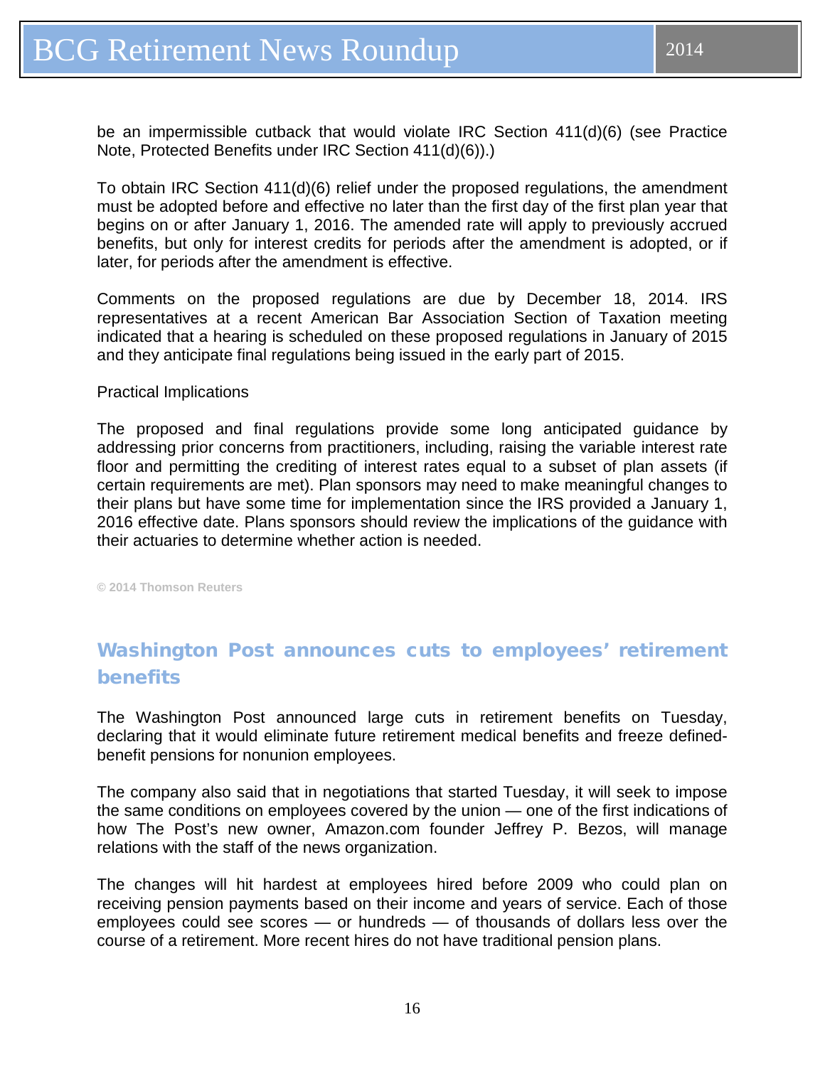be an impermissible cutback that would violate IRC Section 411(d)(6) (see Practice Note, Protected Benefits under IRC Section 411(d)(6)).)

To obtain IRC Section 411(d)(6) relief under the proposed regulations, the amendment must be adopted before and effective no later than the first day of the first plan year that begins on or after January 1, 2016. The amended rate will apply to previously accrued benefits, but only for interest credits for periods after the amendment is adopted, or if later, for periods after the amendment is effective.

Comments on the proposed regulations are due by December 18, 2014. IRS representatives at a recent American Bar Association Section of Taxation meeting indicated that a hearing is scheduled on these proposed regulations in January of 2015 and they anticipate final regulations being issued in the early part of 2015.

Practical Implications

The proposed and final regulations provide some long anticipated guidance by addressing prior concerns from practitioners, including, raising the variable interest rate floor and permitting the crediting of interest rates equal to a subset of plan assets (if certain requirements are met). Plan sponsors may need to make meaningful changes to their plans but have some time for implementation since the IRS provided a January 1, 2016 effective date. Plans sponsors should review the implications of the guidance with their actuaries to determine whether action is needed.

© 2014 Thomson Reuters

## Washington Post announces cuts to employees' retirement benefits

The Washington Post announced large cuts in retirement benefits on Tuesday, declaring that it would eliminate future retirement medical benefits and freeze defined-benefit pensions for nonunion employees.

The company also said that in negotiations that started Tuesday, it will seek to impose the same conditions on employees covered by the union — one of the first indications of how The Post's new owner, Amazon.com founder Jeffrey P. Bezos, will manage relations with the staff of the news organization.

The changes will hit hardest at employees hired before 2009 who could plan on receiving pension payments based on their income and years of service. Each of those employees could see scores — or hundreds — of thousands of dollars less over the course of a retirement. More recent hires do not have traditional pension plans.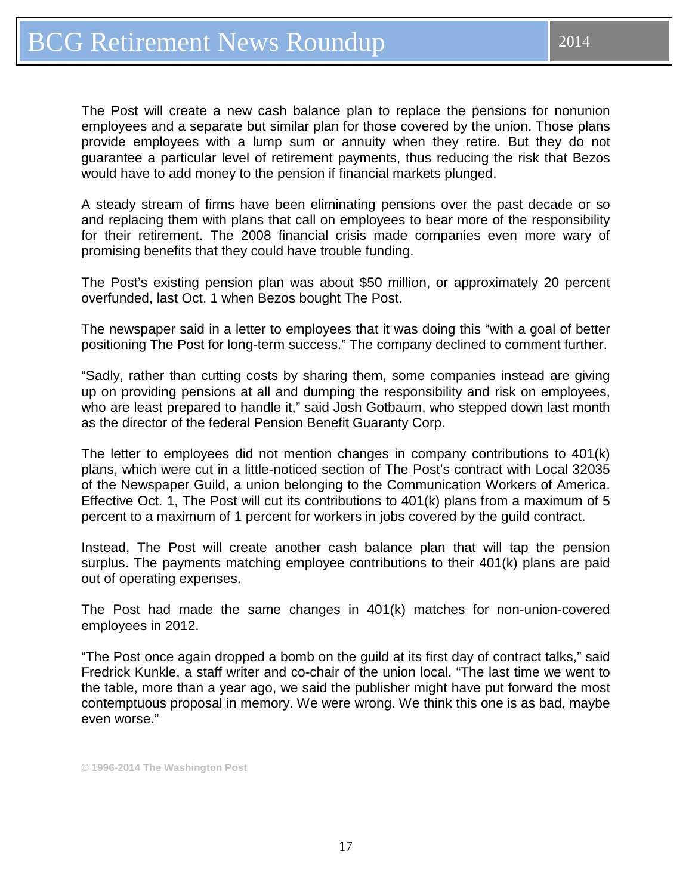The Post will create a new cash balance plan to replace the pensions for nonunion employees and a separate but similar plan for those covered by the union. Those plans provide employees with a lump sum or annuity when they retire. But they do not guarantee a particular level of retirement payments, thus reducing the risk that Bezos would have to add money to the pension if financial markets plunged.

A steady stream of firms have been eliminating pensions over the past decade or so and replacing them with plans that call on employees to bear more of the responsibility for their retirement. The 2008 financial crisis made companies even more wary of promising benefits that they could have trouble funding.

The Post's existing pension plan was about $50 million, or approximately 20 percent overfunded, last Oct. 1 when Bezos bought The Post.

The newspaper said in a letter to employees that it was doing this "with a goal of better positioning The Post for long-term success." The company declined to comment further.

"Sadly, rather than cutting costs by sharing them, some companies instead are giving up on providing pensions at all and dumping the responsibility and risk on employees, who are least prepared to handle it," said Josh Gotbaum, who stepped down last month as the director of the federal Pension Benefit Guaranty Corp.

The letter to employees did not mention changes in company contributions to 401(k) plans, which were cut in a little-noticed section of The Post's contract with Local 32035 of the Newspaper Guild, a union belonging to the Communication Workers of America. Effective Oct. 1, The Post will cut its contributions to 401(k) plans from a maximum of 5 percent to a maximum of 1 percent for workers in jobs covered by the guild contract.

Instead, The Post will create another cash balance plan that will tap the pension surplus. The payments matching employee contributions to their 401(k) plans are paid out of operating expenses.

The Post had made the same changes in 401(k) matches for non-union-covered employees in 2012.

"The Post once again dropped a bomb on the guild at its first day of contract talks," said Fredrick Kunkle, a staff writer and co-chair of the union local. "The last time we went to the table, more than a year ago, we said the publisher might have put forward the most contemptuous proposal in memory. We were wrong. We think this one is as bad, maybe even worse."

© 1996-2014 The Washington Post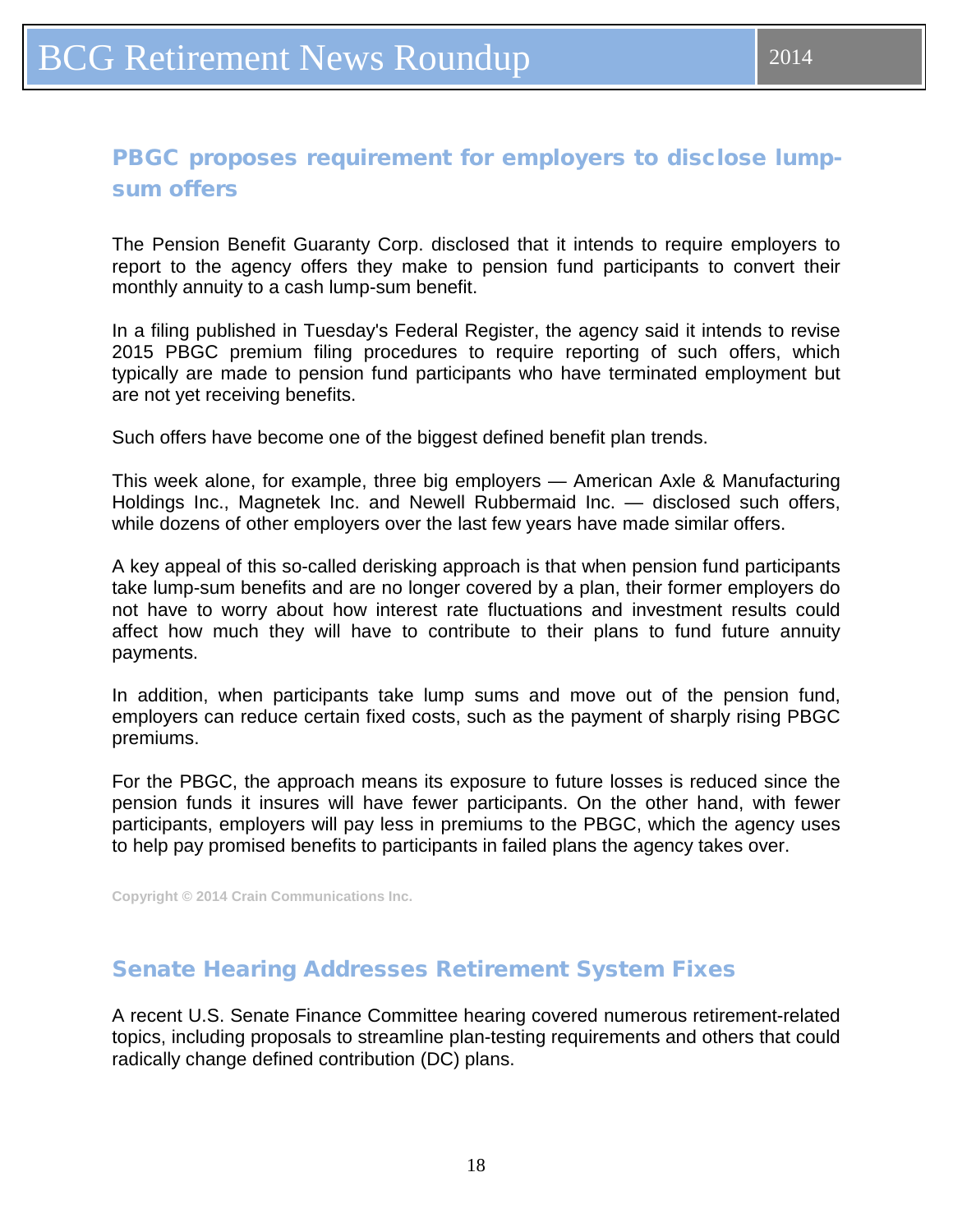## PBGC proposes requirement for employers to disclose lump-sum offers

The Pension Benefit Guaranty Corp. disclosed that it intends to require employers to report to the agency offers they make to pension fund participants to convert their monthly annuity to a cash lump-sum benefit.

In a filing published in Tuesday's Federal Register, the agency said it intends to revise 2015 PBGC premium filing procedures to require reporting of such offers, which typically are made to pension fund participants who have terminated employment but are not yet receiving benefits.

Such offers have become one of the biggest defined benefit plan trends.

This week alone, for example, three big employers — American Axle & Manufacturing Holdings Inc., Magnetek Inc. and Newell Rubbermaid Inc. — disclosed such offers, while dozens of other employers over the last few years have made similar offers.

A key appeal of this so-called derisking approach is that when pension fund participants take lump-sum benefits and are no longer covered by a plan, their former employers do not have to worry about how interest rate fluctuations and investment results could affect how much they will have to contribute to their plans to fund future annuity payments.

In addition, when participants take lump sums and move out of the pension fund, employers can reduce certain fixed costs, such as the payment of sharply rising PBGC premiums.

For the PBGC, the approach means its exposure to future losses is reduced since the pension funds it insures will have fewer participants. On the other hand, with fewer participants, employers will pay less in premiums to the PBGC, which the agency uses to help pay promised benefits to participants in failed plans the agency takes over.

Copyright © 2014 Crain Communications Inc.

## Senate Hearing Addresses Retirement System Fixes

A recent U.S. Senate Finance Committee hearing covered numerous retirement-related topics, including proposals to streamline plan-testing requirements and others that could radically change defined contribution (DC) plans.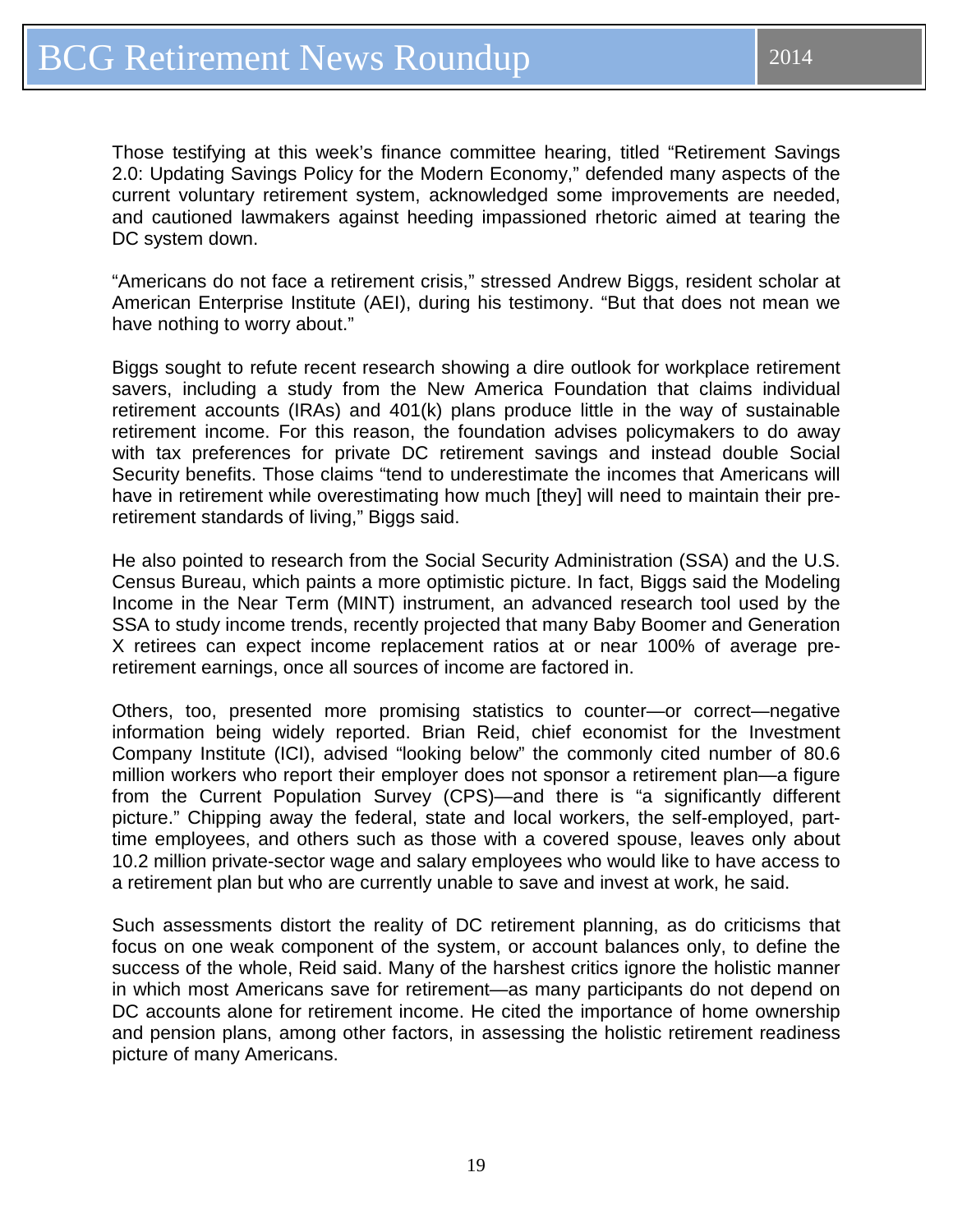Those testifying at this week's finance committee hearing, titled "Retirement Savings 2.0: Updating Savings Policy for the Modern Economy," defended many aspects of the current voluntary retirement system, acknowledged some improvements are needed, and cautioned lawmakers against heeding impassioned rhetoric aimed at tearing the DC system down.

"Americans do not face a retirement crisis," stressed Andrew Biggs, resident scholar at American Enterprise Institute (AEI), during his testimony. "But that does not mean we have nothing to worry about."

Biggs sought to refute recent research showing a dire outlook for workplace retirement savers, including a study from the New America Foundation that claims individual retirement accounts (IRAs) and 401(k) plans produce little in the way of sustainable retirement income. For this reason, the foundation advises policymakers to do away with tax preferences for private DC retirement savings and instead double Social Security benefits. Those claims "tend to underestimate the incomes that Americans will have in retirement while overestimating how much [they] will need to maintain their pre-retirement standards of living," Biggs said.

He also pointed to research from the Social Security Administration (SSA) and the U.S. Census Bureau, which paints a more optimistic picture. In fact, Biggs said the Modeling Income in the Near Term (MINT) instrument, an advanced research tool used by the SSA to study income trends, recently projected that many Baby Boomer and Generation X retirees can expect income replacement ratios at or near 100% of average pre-retirement earnings, once all sources of income are factored in.

Others, too, presented more promising statistics to counter—or correct—negative information being widely reported. Brian Reid, chief economist for the Investment Company Institute (ICI), advised "looking below" the commonly cited number of 80.6 million workers who report their employer does not sponsor a retirement plan—a figure from the Current Population Survey (CPS)—and there is "a significantly different picture." Chipping away the federal, state and local workers, the self-employed, part-time employees, and others such as those with a covered spouse, leaves only about 10.2 million private-sector wage and salary employees who would like to have access to a retirement plan but who are currently unable to save and invest at work, he said.

Such assessments distort the reality of DC retirement planning, as do criticisms that focus on one weak component of the system, or account balances only, to define the success of the whole, Reid said. Many of the harshest critics ignore the holistic manner in which most Americans save for retirement—as many participants do not depend on DC accounts alone for retirement income. He cited the importance of home ownership and pension plans, among other factors, in assessing the holistic retirement readiness picture of many Americans.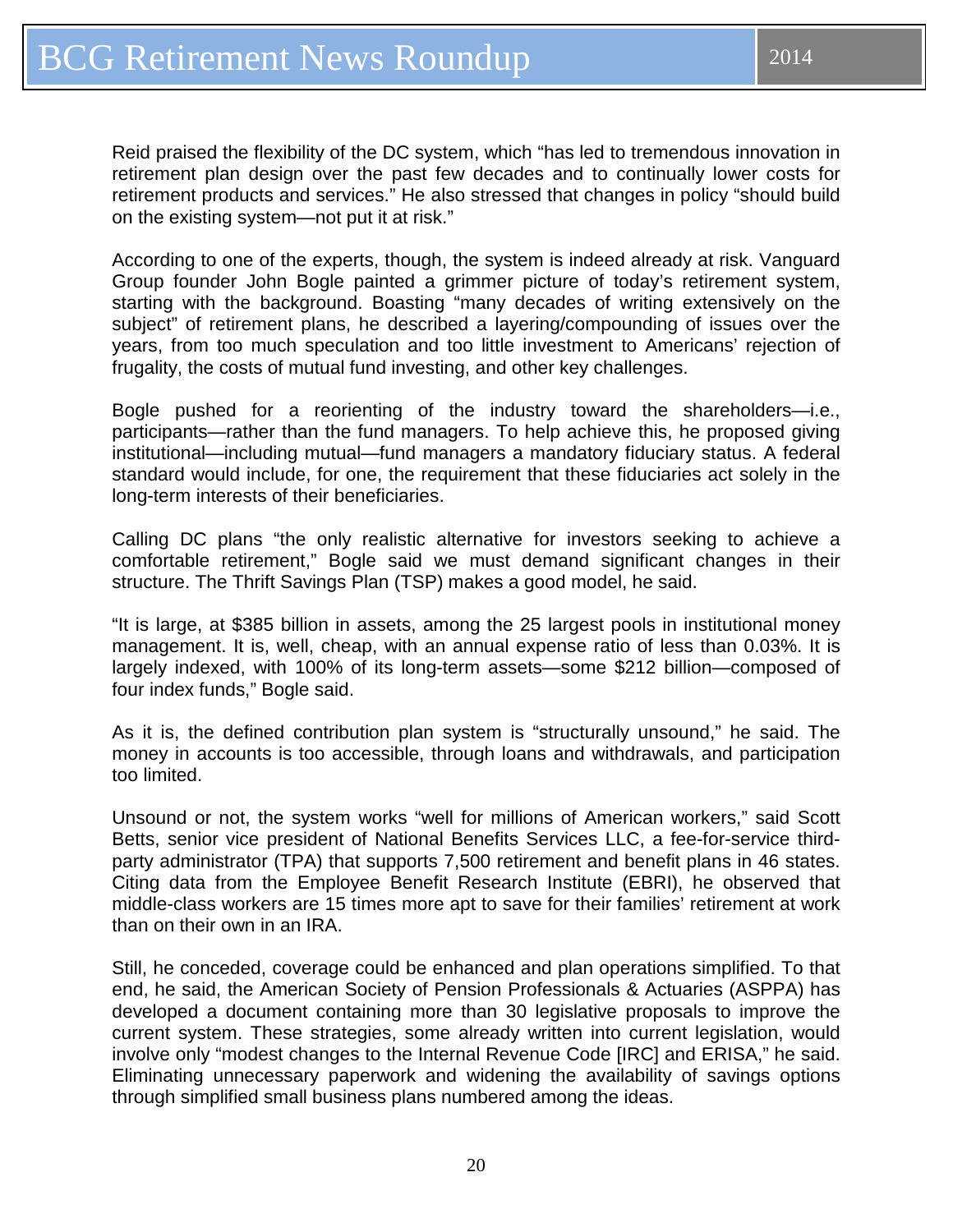Reid praised the flexibility of the DC system, which "has led to tremendous innovation in retirement plan design over the past few decades and to continually lower costs for retirement products and services." He also stressed that changes in policy "should build on the existing system—not put it at risk."

According to one of the experts, though, the system is indeed already at risk. Vanguard Group founder John Bogle painted a grimmer picture of today's retirement system, starting with the background. Boasting "many decades of writing extensively on the subject" of retirement plans, he described a layering/compounding of issues over the years, from too much speculation and too little investment to Americans' rejection of frugality, the costs of mutual fund investing, and other key challenges.

Bogle pushed for a reorienting of the industry toward the shareholders—i.e., participants—rather than the fund managers. To help achieve this, he proposed giving institutional—including mutual—fund managers a mandatory fiduciary status. A federal standard would include, for one, the requirement that these fiduciaries act solely in the long-term interests of their beneficiaries.

Calling DC plans "the only realistic alternative for investors seeking to achieve a comfortable retirement," Bogle said we must demand significant changes in their structure. The Thrift Savings Plan (TSP) makes a good model, he said.

"It is large, at $385 billion in assets, among the 25 largest pools in institutional money management. It is, well, cheap, with an annual expense ratio of less than 0.03%. It is largely indexed, with 100% of its long-term assets—some $212 billion—composed of four index funds," Bogle said.

As it is, the defined contribution plan system is "structurally unsound," he said. The money in accounts is too accessible, through loans and withdrawals, and participation too limited.

Unsound or not, the system works "well for millions of American workers," said Scott Betts, senior vice president of National Benefits Services LLC, a fee-for-service third-party administrator (TPA) that supports 7,500 retirement and benefit plans in 46 states. Citing data from the Employee Benefit Research Institute (EBRI), he observed that middle-class workers are 15 times more apt to save for their families' retirement at work than on their own in an IRA.

Still, he conceded, coverage could be enhanced and plan operations simplified. To that end, he said, the American Society of Pension Professionals & Actuaries (ASPPA) has developed a document containing more than 30 legislative proposals to improve the current system. These strategies, some already written into current legislation, would involve only "modest changes to the Internal Revenue Code [IRC] and ERISA," he said. Eliminating unnecessary paperwork and widening the availability of savings options through simplified small business plans numbered among the ideas.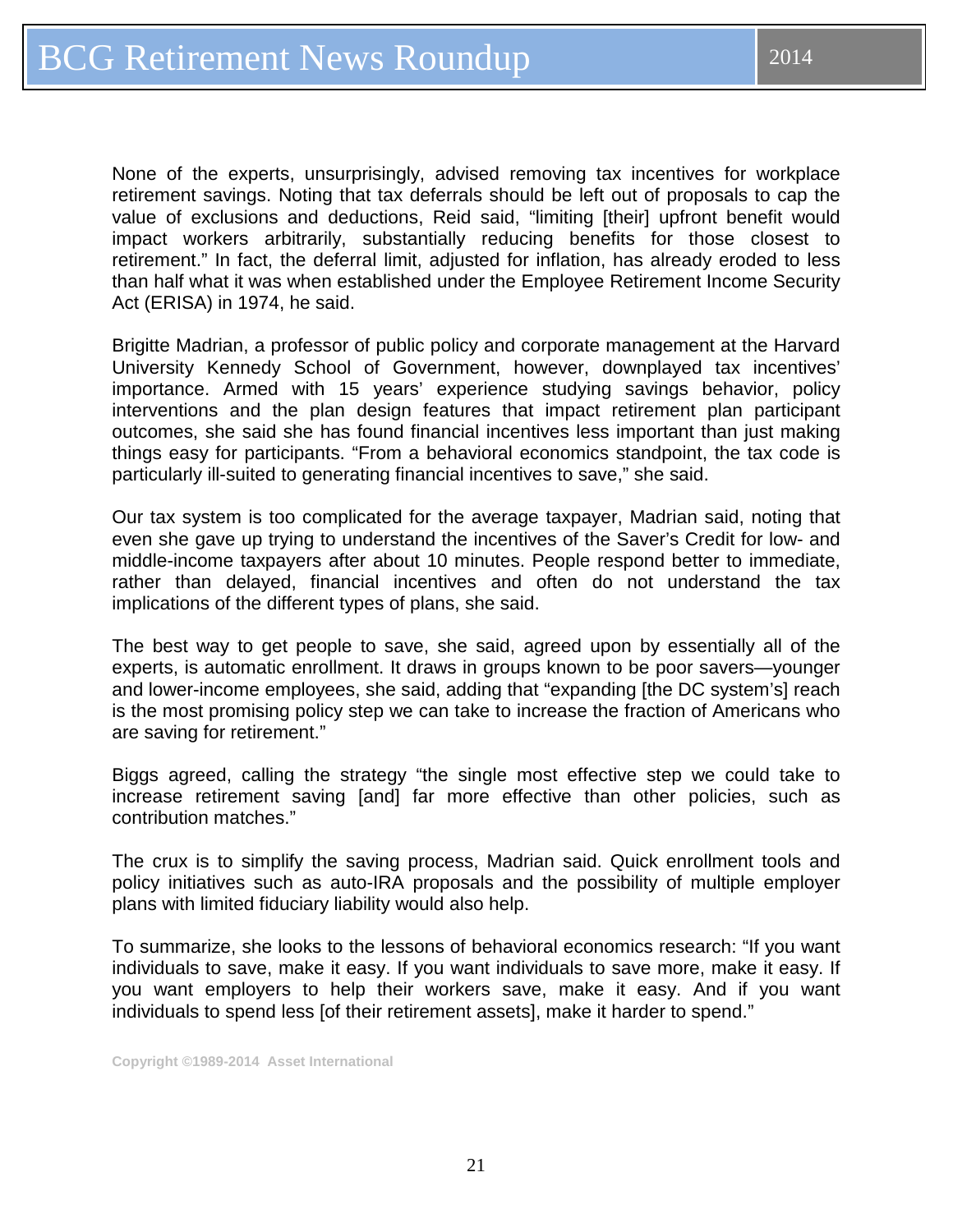None of the experts, unsurprisingly, advised removing tax incentives for workplace retirement savings. Noting that tax deferrals should be left out of proposals to cap the value of exclusions and deductions, Reid said, "limiting [their] upfront benefit would impact workers arbitrarily, substantially reducing benefits for those closest to retirement." In fact, the deferral limit, adjusted for inflation, has already eroded to less than half what it was when established under the Employee Retirement Income Security Act (ERISA) in 1974, he said.

Brigitte Madrian, a professor of public policy and corporate management at the Harvard University Kennedy School of Government, however, downplayed tax incentives' importance. Armed with 15 years' experience studying savings behavior, policy interventions and the plan design features that impact retirement plan participant outcomes, she said she has found financial incentives less important than just making things easy for participants. "From a behavioral economics standpoint, the tax code is particularly ill-suited to generating financial incentives to save," she said.

Our tax system is too complicated for the average taxpayer, Madrian said, noting that even she gave up trying to understand the incentives of the Saver's Credit for low- and middle-income taxpayers after about 10 minutes. People respond better to immediate, rather than delayed, financial incentives and often do not understand the tax implications of the different types of plans, she said.

The best way to get people to save, she said, agreed upon by essentially all of the experts, is automatic enrollment. It draws in groups known to be poor savers—younger and lower-income employees, she said, adding that "expanding [the DC system's] reach is the most promising policy step we can take to increase the fraction of Americans who are saving for retirement."

Biggs agreed, calling the strategy "the single most effective step we could take to increase retirement saving [and] far more effective than other policies, such as contribution matches."

The crux is to simplify the saving process, Madrian said. Quick enrollment tools and policy initiatives such as auto-IRA proposals and the possibility of multiple employer plans with limited fiduciary liability would also help.

To summarize, she looks to the lessons of behavioral economics research: "If you want individuals to save, make it easy. If you want individuals to save more, make it easy. If you want employers to help their workers save, make it easy. And if you want individuals to spend less [of their retirement assets], make it harder to spend."

Copyright ©1989-2014 Asset International